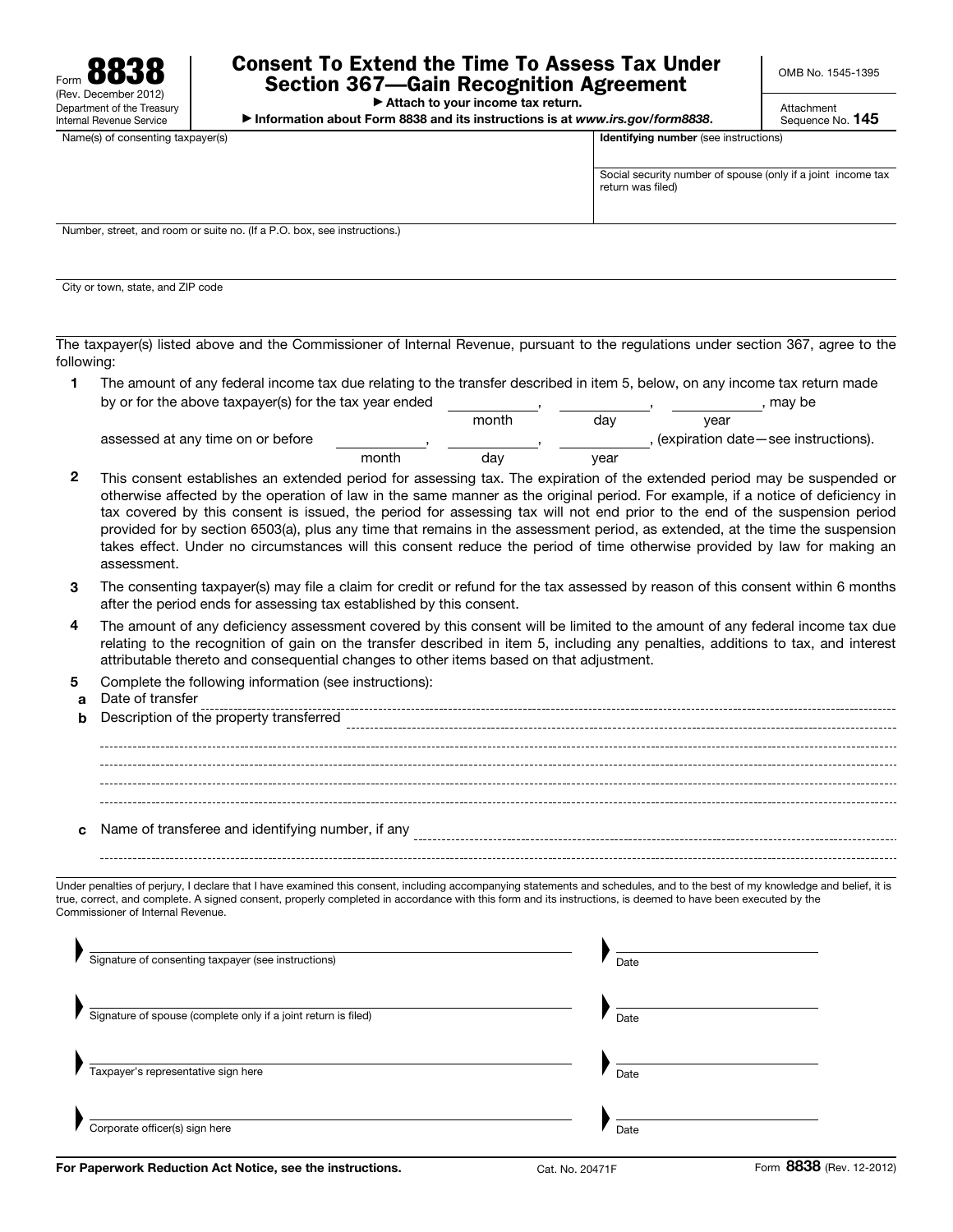Form **8838** (Rev. December 2012) Department of the Treasury Internal Revenue Service

# Consent To Extend the Time To Assess Tax Under Section 367—Gain Recognition Agreement

▶ Attach to your income tax return.

▶ Information about Form 8838 and its instructions is at *www.irs.gov/form8838*.

OMB No. 1545-1395

Attachment Sequence No. **145**

| Name(s) of consenting taxpayer(s) | **Identifying number** (see instructions) |
|---|---|
| | Social security number of spouse (only if a joint income tax return was filed) |
| Number, street, and room or suite no. (If a P.O. box, see instructions.) | |
| City or town, state, and ZIP code | |

The taxpayer(s) listed above and the Commissioner of Internal Revenue, pursuant to the regulations under section 367, agree to the following:

**1** The amount of any federal income tax due relating to the transfer described in item 5, below, on any income tax return made by or for the above taxpayer(s) for the tax year ended ____________ (month), ____________ (day), ____________ (year), may be assessed at any time on or before ____________ (month), ____________ (day), ____________ (year), (expiration date—see instructions).

**2** This consent establishes an extended period for assessing tax. The expiration of the extended period may be suspended or otherwise affected by the operation of law in the same manner as the original period. For example, if a notice of deficiency in tax covered by this consent is issued, the period for assessing tax will not end prior to the end of the suspension period provided for by section 6503(a), plus any time that remains in the assessment period, as extended, at the time the suspension takes effect. Under no circumstances will this consent reduce the period of time otherwise provided by law for making an assessment.

**3** The consenting taxpayer(s) may file a claim for credit or refund for the tax assessed by reason of this consent within 6 months after the period ends for assessing tax established by this consent.

**4** The amount of any deficiency assessment covered by this consent will be limited to the amount of any federal income tax due relating to the recognition of gain on the transfer described in item 5, including any penalties, additions to tax, and interest attributable thereto and consequential changes to other items based on that adjustment.

**5** Complete the following information (see instructions):

**a** Date of transfer ____________

**b** Description of the property transferred ____________

**c** Name of transferee and identifying number, if any ____________

Under penalties of perjury, I declare that I have examined this consent, including accompanying statements and schedules, and to the best of my knowledge and belief, it is true, correct, and complete. A signed consent, properly completed in accordance with this form and its instructions, is deemed to have been executed by the Commissioner of Internal Revenue.

| | |
|---|---|
| ▶ Signature of consenting taxpayer (see instructions) | ▶ Date |
| ▶ Signature of spouse (complete only if a joint return is filed) | ▶ Date |
| ▶ Taxpayer's representative sign here | ▶ Date |
| ▶ Corporate officer(s) sign here | ▶ Date |

**For Paperwork Reduction Act Notice, see the instructions.** Cat. No. 20471F Form **8838** (Rev. 12-2012)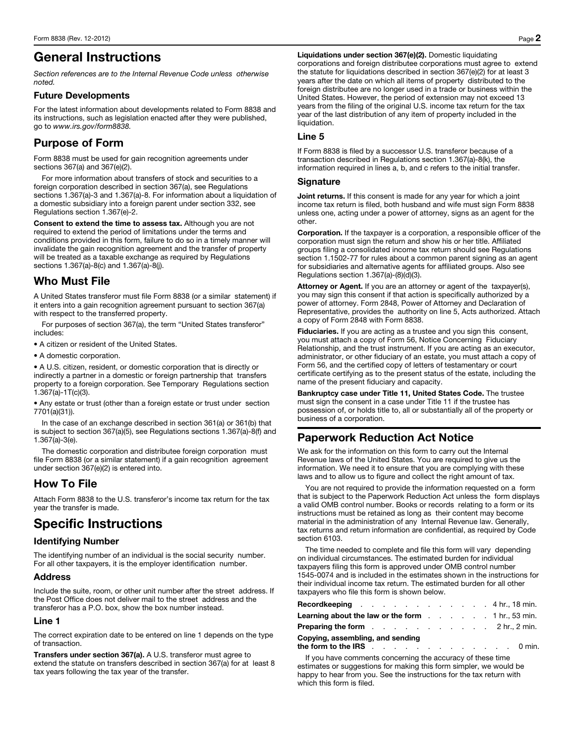# General Instructions

*Section references are to the Internal Revenue Code unless otherwise noted.*

### Future Developments

For the latest information about developments related to Form 8838 and its instructions, such as legislation enacted after they were published, go to *www.irs.gov/form8838.*

## Purpose of Form

Form 8838 must be used for gain recognition agreements under sections 367(a) and 367(e)(2).

For more information about transfers of stock and securities to a foreign corporation described in section 367(a), see Regulations sections 1.367(a)-3 and 1.367(a)-8. For information about a liquidation of a domestic subsidiary into a foreign parent under section 332, see Regulations section 1.367(e)-2.

**Consent to extend the time to assess tax.** Although you are not required to extend the period of limitations under the terms and conditions provided in this form, failure to do so in a timely manner will invalidate the gain recognition agreement and the transfer of property will be treated as a taxable exchange as required by Regulations sections 1.367(a)-8(c) and 1.367(a)-8(j).

## Who Must File

A United States transferor must file Form 8838 (or a similar statement) if it enters into a gain recognition agreement pursuant to section 367(a) with respect to the transferred property.

For purposes of section 367(a), the term "United States transferor" includes:

- A citizen or resident of the United States.
- A domestic corporation.
- A U.S. citizen, resident, or domestic corporation that is directly or indirectly a partner in a domestic or foreign partnership that transfers property to a foreign corporation. See Temporary Regulations section 1.367(a)-1T(c)(3).
- Any estate or trust (other than a foreign estate or trust under section 7701(a)(31)).

In the case of an exchange described in section 361(a) or 361(b) that is subject to section 367(a)(5), see Regulations sections 1.367(a)-8(f) and 1.367(a)-3(e).

The domestic corporation and distributee foreign corporation must file Form 8838 (or a similar statement) if a gain recognition agreement under section 367(e)(2) is entered into.

## How To File

Attach Form 8838 to the U.S. transferor's income tax return for the tax year the transfer is made.

# Specific Instructions

### Identifying Number

The identifying number of an individual is the social security number. For all other taxpayers, it is the employer identification number.

### Address

Include the suite, room, or other unit number after the street address. If the Post Office does not deliver mail to the street address and the transferor has a P.O. box, show the box number instead.

### Line 1

The correct expiration date to be entered on line 1 depends on the type of transaction.

**Transfers under section 367(a).** A U.S. transferor must agree to extend the statute on transfers described in section 367(a) for at least 8 tax years following the tax year of the transfer.

**Liquidations under section 367(e)(2).** Domestic liquidating corporations and foreign distributee corporations must agree to extend the statute for liquidations described in section 367(e)(2) for at least 3 years after the date on which all items of property distributed to the foreign distributee are no longer used in a trade or business within the United States. However, the period of extension may not exceed 13 years from the filing of the original U.S. income tax return for the tax year of the last distribution of any item of property included in the liquidation.

### Line 5

If Form 8838 is filed by a successor U.S. transferor because of a transaction described in Regulations section 1.367(a)-8(k), the information required in lines a, b, and c refers to the initial transfer.

### Signature

**Joint returns.** If this consent is made for any year for which a joint income tax return is filed, both husband and wife must sign Form 8838 unless one, acting under a power of attorney, signs as an agent for the other.

**Corporation.** If the taxpayer is a corporation, a responsible officer of the corporation must sign the return and show his or her title. Affiliated groups filing a consolidated income tax return should see Regulations section 1.1502-77 for rules about a common parent signing as an agent for subsidiaries and alternative agents for affiliated groups. Also see Regulations section 1.367(a)-(8)(d)(3).

**Attorney or Agent.** If you are an attorney or agent of the taxpayer(s), you may sign this consent if that action is specifically authorized by a power of attorney. Form 2848, Power of Attorney and Declaration of Representative, provides the authority on line 5, Acts authorized. Attach a copy of Form 2848 with Form 8838.

**Fiduciaries.** If you are acting as a trustee and you sign this consent, you must attach a copy of Form 56, Notice Concerning Fiduciary Relationship, and the trust instrument. If you are acting as an executor, administrator, or other fiduciary of an estate, you must attach a copy of Form 56, and the certified copy of letters of testamentary or court certificate certifying as to the present status of the estate, including the name of the present fiduciary and capacity.

**Bankruptcy case under Title 11, United States Code.** The trustee must sign the consent in a case under Title 11 if the trustee has possession of, or holds title to, all or substantially all of the property or business of a corporation.

## Paperwork Reduction Act Notice

We ask for the information on this form to carry out the Internal Revenue laws of the United States. You are required to give us the information. We need it to ensure that you are complying with these laws and to allow us to figure and collect the right amount of tax.

You are not required to provide the information requested on a form that is subject to the Paperwork Reduction Act unless the form displays a valid OMB control number. Books or records relating to a form or its instructions must be retained as long as their content may become material in the administration of any Internal Revenue law. Generally, tax returns and return information are confidential, as required by Code section 6103.

The time needed to complete and file this form will vary depending on individual circumstances. The estimated burden for individual taxpayers filing this form is approved under OMB control number 1545-0074 and is included in the estimates shown in the instructions for their individual income tax return. The estimated burden for all other taxpayers who file this form is shown below.

| | |
|---|---|
| **Recordkeeping** | 4 hr., 18 min. |
| **Learning about the law or the form** | 1 hr., 53 min. |
| **Preparing the form** | 2 hr., 2 min. |
| **Copying, assembling, and sending the form to the IRS** | 0 min. |

If you have comments concerning the accuracy of these time estimates or suggestions for making this form simpler, we would be happy to hear from you. See the instructions for the tax return with which this form is filed.